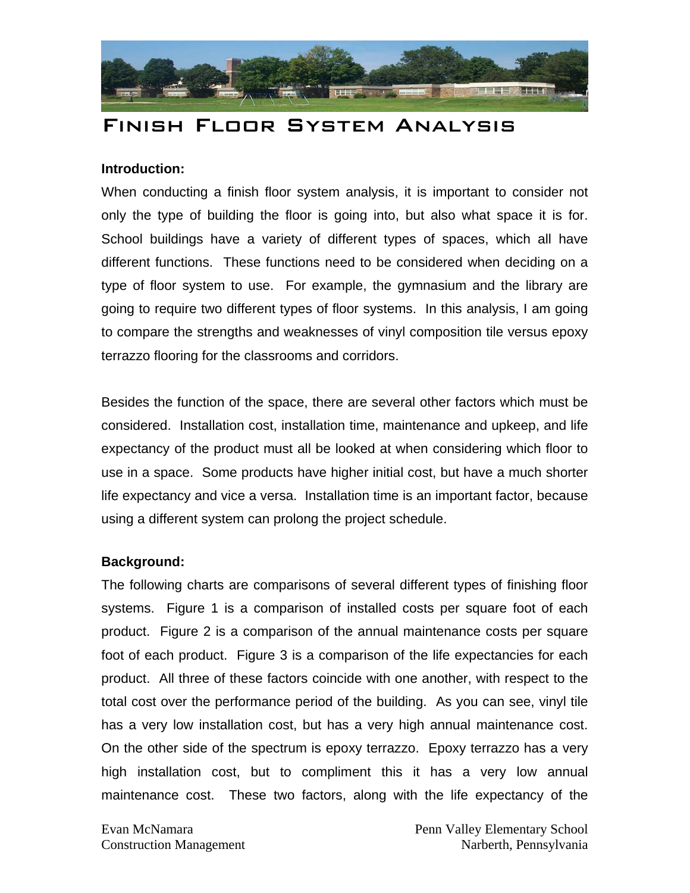# Finish Floor System Analysis

**Introduction:**

When conducting a finish floor system analysis, it is important to consider not only the type of building the floor is going into, but also what space it is for. School buildings have a variety of different types of spaces, which all have different functions. These functions need to be considered when deciding on a type of floor system to use. For example, the gymnasium and the library are going to require two different types of floor systems. In this analysis, I am going to compare the strengths and weaknesses of vinyl composition tile versus epoxy terrazzo flooring for the classrooms and corridors.

Besides the function of the space, there are several other factors which must be considered. Installation cost, installation time, maintenance and upkeep, and life expectancy of the product must all be looked at when considering which floor to use in a space. Some products have higher initial cost, but have a much shorter life expectancy and vice a versa. Installation time is an important factor, because using a different system can prolong the project schedule.

**Background:**

The following charts are comparisons of several different types of finishing floor systems. Figure 1 is a comparison of installed costs per square foot of each product. Figure 2 is a comparison of the annual maintenance costs per square foot of each product. Figure 3 is a comparison of the life expectancies for each product. All three of these factors coincide with one another, with respect to the total cost over the performance period of the building. As you can see, vinyl tile has a very low installation cost, but has a very high annual maintenance cost. On the other side of the spectrum is epoxy terrazzo. Epoxy terrazzo has a very high installation cost, but to compliment this it has a very low annual maintenance cost. These two factors, along with the life expectancy of the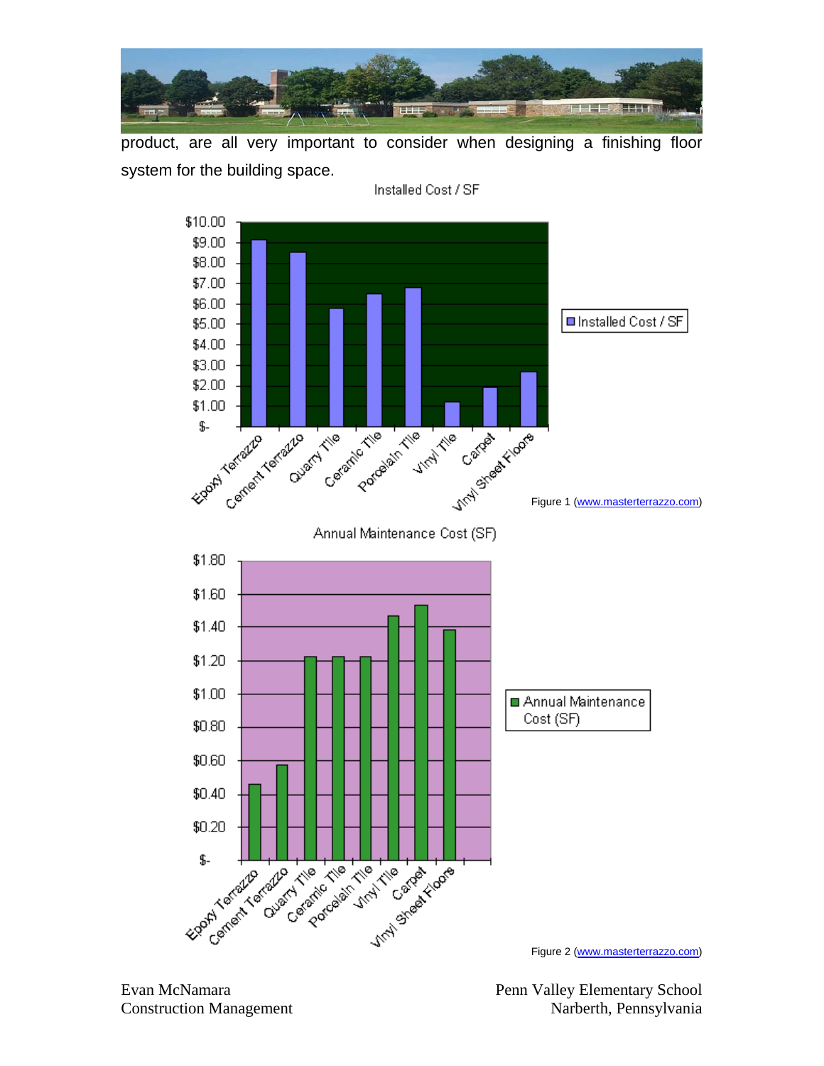product, are all very important to consider when designing a finishing floor system for the building space.

Figure 1 (www.masterterrazzo.com)

Figure 2 (www.masterterrazzo.com)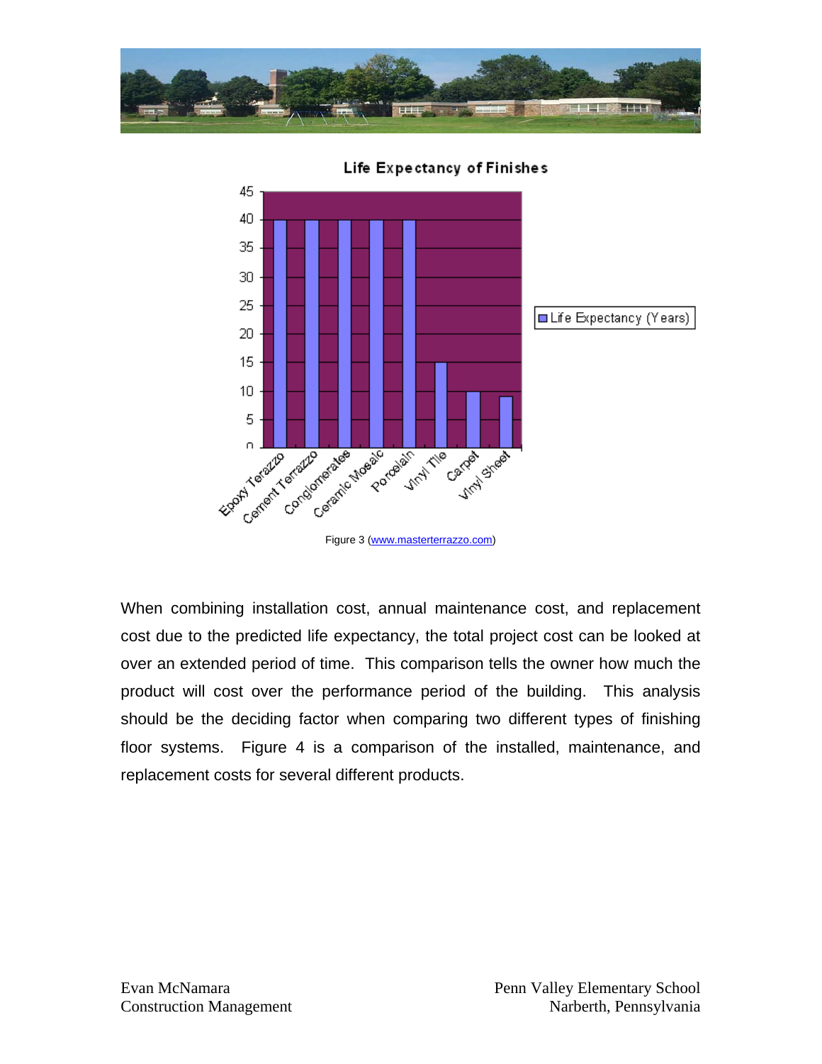Figure 3 (www.masterterrazzo.com)

When combining installation cost, annual maintenance cost, and replacement cost due to the predicted life expectancy, the total project cost can be looked at over an extended period of time. This comparison tells the owner how much the product will cost over the performance period of the building. This analysis should be the deciding factor when comparing two different types of finishing floor systems. Figure 4 is a comparison of the installed, maintenance, and replacement costs for several different products.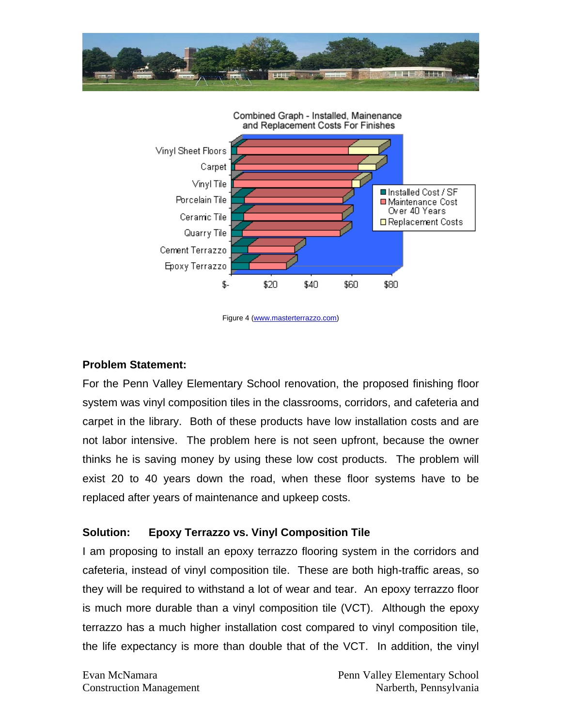Figure 4 (www.masterterrazzo.com)

**Problem Statement:**

For the Penn Valley Elementary School renovation, the proposed finishing floor system was vinyl composition tiles in the classrooms, corridors, and cafeteria and carpet in the library. Both of these products have low installation costs and are not labor intensive. The problem here is not seen upfront, because the owner thinks he is saving money by using these low cost products. The problem will exist 20 to 40 years down the road, when these floor systems have to be replaced after years of maintenance and upkeep costs.

**Solution: Epoxy Terrazzo vs. Vinyl Composition Tile**

I am proposing to install an epoxy terrazzo flooring system in the corridors and cafeteria, instead of vinyl composition tile. These are both high-traffic areas, so they will be required to withstand a lot of wear and tear. An epoxy terrazzo floor is much more durable than a vinyl composition tile (VCT). Although the epoxy terrazzo has a much higher installation cost compared to vinyl composition tile, the life expectancy is more than double that of the VCT. In addition, the vinyl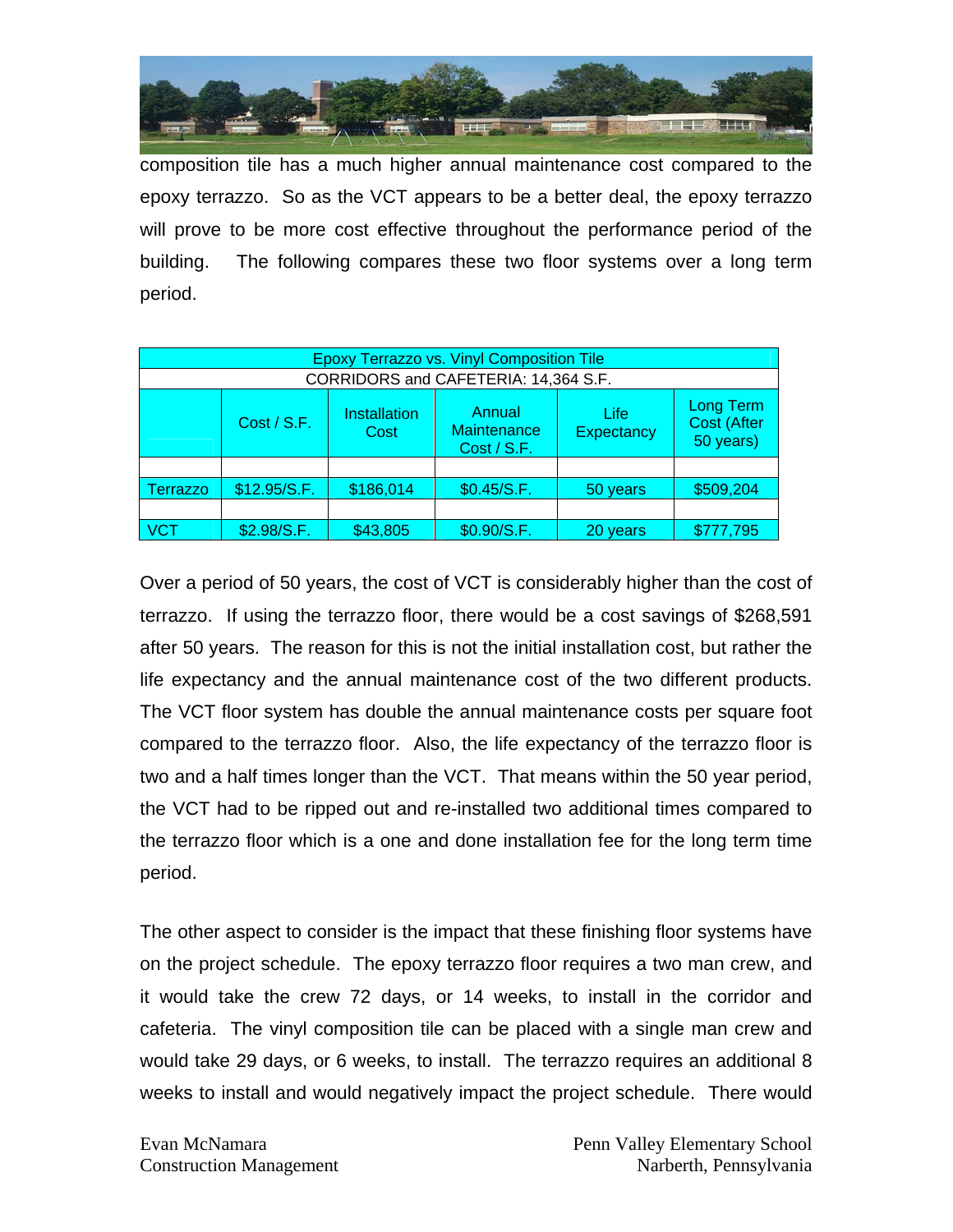composition tile has a much higher annual maintenance cost compared to the epoxy terrazzo. So as the VCT appears to be a better deal, the epoxy terrazzo will prove to be more cost effective throughout the performance period of the building. The following compares these two floor systems over a long term period.

| Epoxy Terrazzo vs. Vinyl Composition Tile | | | | | |
|---|---|---|---|---|---|
| CORRIDORS and CAFETERIA: 14,364 S.F. | | | | | |
| | Cost / S.F. | Installation Cost | Annual Maintenance Cost / S.F. | Life Expectancy | Long Term Cost (After 50 years) |
| | | | | | |
| Terrazzo | $12.95/S.F. | $186,014 | $0.45/S.F. | 50 years | $509,204 |
| | | | | | |
| VCT | $2.98/S.F. | $43,805 | $0.90/S.F. | 20 years | $777,795 |

Over a period of 50 years, the cost of VCT is considerably higher than the cost of terrazzo. If using the terrazzo floor, there would be a cost savings of $268,591 after 50 years. The reason for this is not the initial installation cost, but rather the life expectancy and the annual maintenance cost of the two different products. The VCT floor system has double the annual maintenance costs per square foot compared to the terrazzo floor. Also, the life expectancy of the terrazzo floor is two and a half times longer than the VCT. That means within the 50 year period, the VCT had to be ripped out and re-installed two additional times compared to the terrazzo floor which is a one and done installation fee for the long term time period.

The other aspect to consider is the impact that these finishing floor systems have on the project schedule. The epoxy terrazzo floor requires a two man crew, and it would take the crew 72 days, or 14 weeks, to install in the corridor and cafeteria. The vinyl composition tile can be placed with a single man crew and would take 29 days, or 6 weeks, to install. The terrazzo requires an additional 8 weeks to install and would negatively impact the project schedule. There would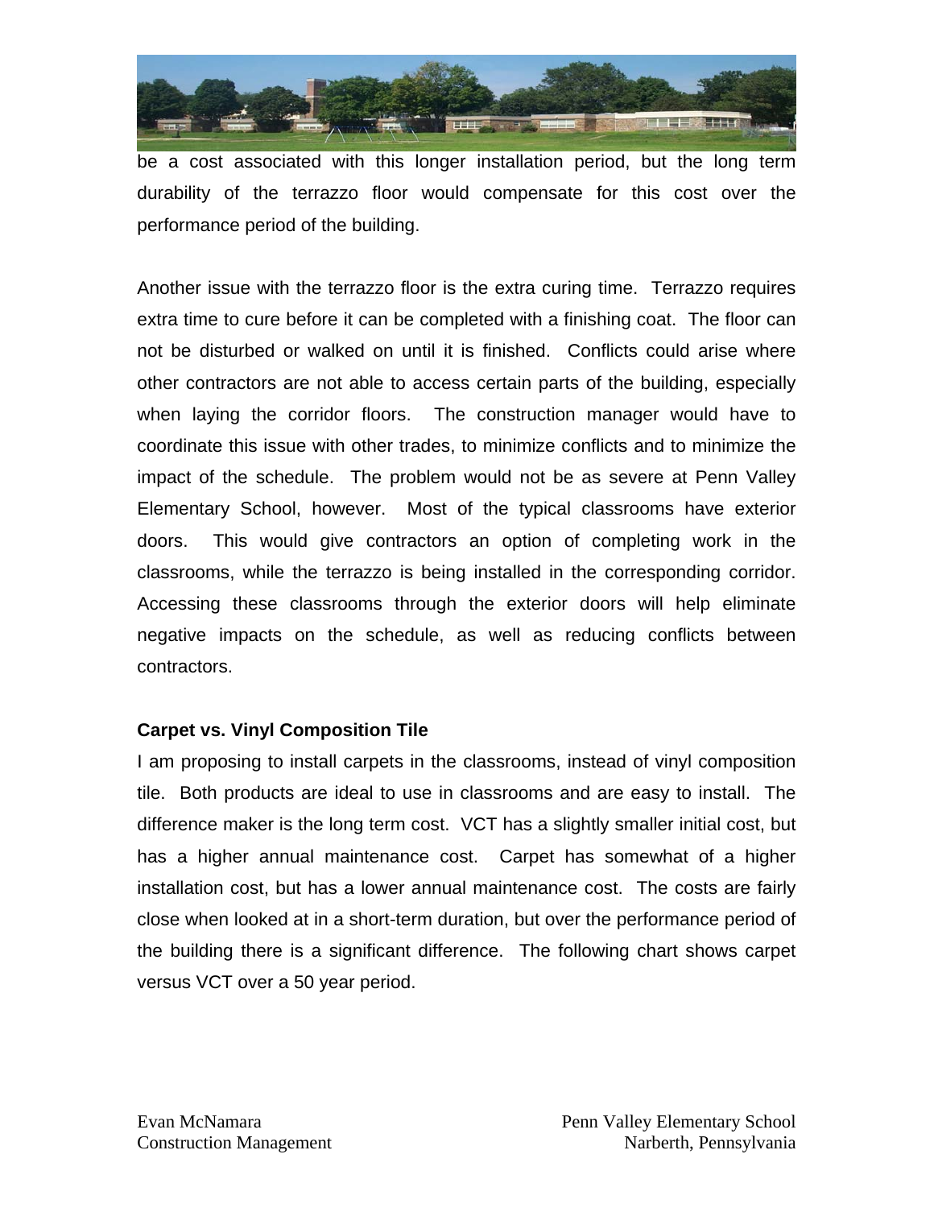be a cost associated with this longer installation period, but the long term durability of the terrazzo floor would compensate for this cost over the performance period of the building.

Another issue with the terrazzo floor is the extra curing time. Terrazzo requires extra time to cure before it can be completed with a finishing coat. The floor can not be disturbed or walked on until it is finished. Conflicts could arise where other contractors are not able to access certain parts of the building, especially when laying the corridor floors. The construction manager would have to coordinate this issue with other trades, to minimize conflicts and to minimize the impact of the schedule. The problem would not be as severe at Penn Valley Elementary School, however. Most of the typical classrooms have exterior doors. This would give contractors an option of completing work in the classrooms, while the terrazzo is being installed in the corresponding corridor. Accessing these classrooms through the exterior doors will help eliminate negative impacts on the schedule, as well as reducing conflicts between contractors.

**Carpet vs. Vinyl Composition Tile**

I am proposing to install carpets in the classrooms, instead of vinyl composition tile. Both products are ideal to use in classrooms and are easy to install. The difference maker is the long term cost. VCT has a slightly smaller initial cost, but has a higher annual maintenance cost. Carpet has somewhat of a higher installation cost, but has a lower annual maintenance cost. The costs are fairly close when looked at in a short-term duration, but over the performance period of the building there is a significant difference. The following chart shows carpet versus VCT over a 50 year period.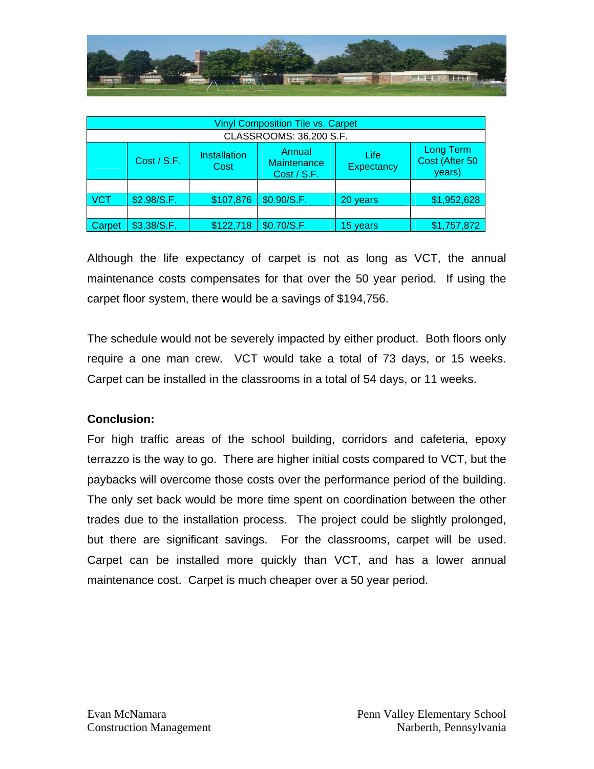| Vinyl Composition Tile vs. Carpet | | | | | |
|---|---|---|---|---|---|
| CLASSROOMS: 36,200 S.F. | | | | | |
| | Cost / S.F. | Installation Cost | Annual Maintenance Cost / S.F. | Life Expectancy | Long Term Cost (After 50 years) |
| | | | | | |
| VCT | $2.98/S.F. | $107,876 | $0.90/S.F. | 20 years | $1,952,628 |
| | | | | | |
| Carpet | $3.38/S.F. | $122,718 | $0.70/S.F. | 15 years | $1,757,872 |

Although the life expectancy of carpet is not as long as VCT, the annual maintenance costs compensates for that over the 50 year period. If using the carpet floor system, there would be a savings of $194,756.

The schedule would not be severely impacted by either product. Both floors only require a one man crew. VCT would take a total of 73 days, or 15 weeks. Carpet can be installed in the classrooms in a total of 54 days, or 11 weeks.

**Conclusion:**

For high traffic areas of the school building, corridors and cafeteria, epoxy terrazzo is the way to go. There are higher initial costs compared to VCT, but the paybacks will overcome those costs over the performance period of the building. The only set back would be more time spent on coordination between the other trades due to the installation process. The project could be slightly prolonged, but there are significant savings. For the classrooms, carpet will be used. Carpet can be installed more quickly than VCT, and has a lower annual maintenance cost. Carpet is much cheaper over a 50 year period.